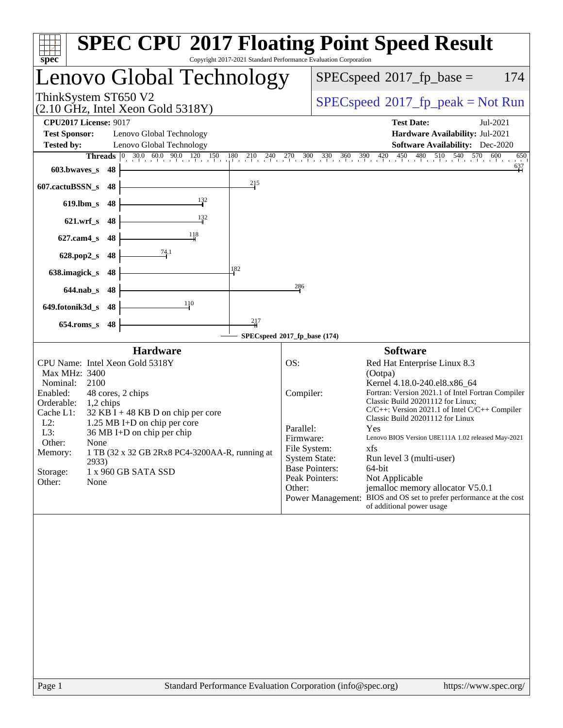# SPEC CPU 2017 Floating Point Speed Result

Copyright 2017-2021 Standard Performance Evaluation Corporation

## Lenovo Global Technology

ThinkSystem ST650 V2
(2.10 GHz, Intel Xeon Gold 5318Y)

SPECspeed 2017_fp_base = 174

SPECspeed 2017_fp_peak = Not Run

| | | | |
|---|---|---|---|
| **CPU2017 License:** | 9017 | **Test Date:** | Jul-2021 |
| **Test Sponsor:** | Lenovo Global Technology | **Hardware Availability:** | Jul-2021 |
| **Tested by:** | Lenovo Global Technology | **Software Availability:** | Dec-2020 |

| Benchmark | Threads | Base |
|---|---|---|
| 603.bwaves_s | 48 | 637 |
| 607.cactuBSSN_s | 48 | 215 |
| 619.lbm_s | 48 | 132 |
| 621.wrf_s | 48 | 132 |
| 627.cam4_s | 48 | 118 |
| 628.pop2_s | 48 | 74.1 |
| 638.imagick_s | 48 | 182 |
| 644.nab_s | 48 | 286 |
| 649.fotonik3d_s | 48 | 110 |
| 654.roms_s | 48 | 217 |

SPECspeed 2017_fp_base (174)

### Hardware

| | |
|---|---|
| CPU Name: | Intel Xeon Gold 5318Y |
| Max MHz: | 3400 |
| Nominal: | 2100 |
| Enabled: | 48 cores, 2 chips |
| Orderable: | 1,2 chips |
| Cache L1: | 32 KB I + 48 KB D on chip per core |
| L2: | 1.25 MB I+D on chip per core |
| L3: | 36 MB I+D on chip per chip |
| Other: | None |
| Memory: | 1 TB (32 x 32 GB 2Rx8 PC4-3200AA-R, running at 2933) |
| Storage: | 1 x 960 GB SATA SSD |
| Other: | None |

### Software

| | |
|---|---|
| OS: | Red Hat Enterprise Linux 8.3 (Ootpa) Kernel 4.18.0-240.el8.x86_64 |
| Compiler: | Fortran: Version 2021.1 of Intel Fortran Compiler Classic Build 20201112 for Linux; C/C++: Version 2021.1 of Intel C/C++ Compiler Classic Build 20201112 for Linux |
| Parallel: | Yes |
| Firmware: | Lenovo BIOS Version U8E111A 1.02 released May-2021 |
| File System: | xfs |
| System State: | Run level 3 (multi-user) |
| Base Pointers: | 64-bit |
| Peak Pointers: | Not Applicable |
| Other: | jemalloc memory allocator V5.0.1 |
| Power Management: | BIOS and OS set to prefer performance at the cost of additional power usage |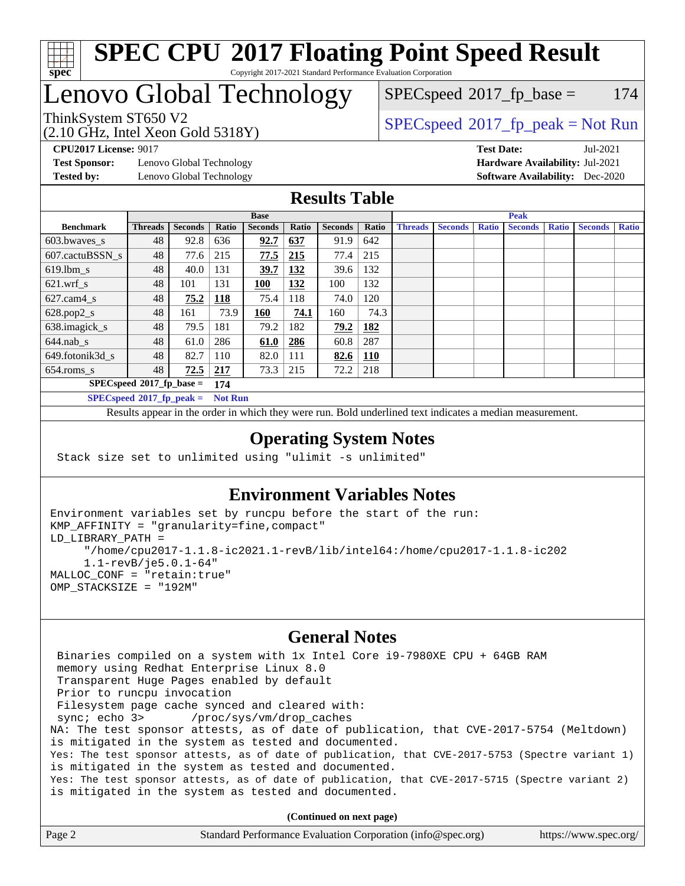# SPEC CPU 2017 Floating Point Speed Result

Copyright 2017-2021 Standard Performance Evaluation Corporation

## Lenovo Global Technology

ThinkSystem ST650 V2
(2.10 GHz, Intel Xeon Gold 5318Y)

SPECspeed 2017_fp_base = 174

SPECspeed 2017_fp_peak = Not Run

**CPU2017 License:** 9017
**Test Sponsor:** Lenovo Global Technology
**Tested by:** Lenovo Global Technology

**Test Date:** Jul-2021
**Hardware Availability:** Jul-2021
**Software Availability:** Dec-2020

## Results Table

| Benchmark | Base | | | | | | | Peak | | | | | | |
|---|---|---|---|---|---|---|---|---|---|---|---|---|---|---|
| | Threads | Seconds | Ratio | Seconds | Ratio | Seconds | Ratio | Threads | Seconds | Ratio | Seconds | Ratio | Seconds | Ratio |
| 603.bwaves_s | 48 | 92.8 | 636 | **92.7** | **637** | 91.9 | 642 | | | | | | | |
| 607.cactuBSSN_s | 48 | 77.6 | 215 | **77.5** | **215** | 77.4 | 215 | | | | | | | |
| 619.lbm_s | 48 | 40.0 | 131 | **39.7** | **132** | 39.6 | 132 | | | | | | | |
| 621.wrf_s | 48 | 101 | 131 | **100** | **132** | 100 | 132 | | | | | | | |
| 627.cam4_s | 48 | **75.2** | **118** | 75.4 | 118 | 74.0 | 120 | | | | | | | |
| 628.pop2_s | 48 | 161 | 73.9 | **160** | **74.1** | 160 | 74.3 | | | | | | | |
| 638.imagick_s | 48 | 79.5 | 181 | 79.2 | 182 | **79.2** | **182** | | | | | | | |
| 644.nab_s | 48 | 61.0 | 286 | **61.0** | **286** | 60.8 | 287 | | | | | | | |
| 649.fotonik3d_s | 48 | 82.7 | 110 | 82.0 | 111 | **82.6** | **110** | | | | | | | |
| 654.roms_s | 48 | **72.5** | **217** | 73.3 | 215 | 72.2 | 218 | | | | | | | |

SPECspeed 2017_fp_base = **174**

SPECspeed 2017_fp_peak = **Not Run**

Results appear in the order in which they were run. Bold underlined text indicates a median measurement.

## Operating System Notes

```
Stack size set to unlimited using "ulimit -s unlimited"
```

## Environment Variables Notes

```
Environment variables set by runcpu before the start of the run:
KMP_AFFINITY = "granularity=fine,compact"
LD_LIBRARY_PATH =
     "/home/cpu2017-1.1.8-ic2021.1-revB/lib/intel64:/home/cpu2017-1.1.8-ic202
     1.1-revB/je5.0.1-64"
MALLOC_CONF = "retain:true"
OMP_STACKSIZE = "192M"
```

## General Notes

```
 Binaries compiled on a system with 1x Intel Core i9-7980XE CPU + 64GB RAM
 memory using Redhat Enterprise Linux 8.0
 Transparent Huge Pages enabled by default
 Prior to runcpu invocation
 Filesystem page cache synced and cleared with:
 sync; echo 3>       /proc/sys/vm/drop_caches
NA: The test sponsor attests, as of date of publication, that CVE-2017-5754 (Meltdown)
is mitigated in the system as tested and documented.
Yes: The test sponsor attests, as of date of publication, that CVE-2017-5753 (Spectre variant 1)
is mitigated in the system as tested and documented.
Yes: The test sponsor attests, as of date of publication, that CVE-2017-5715 (Spectre variant 2)
is mitigated in the system as tested and documented.
```

**(Continued on next page)**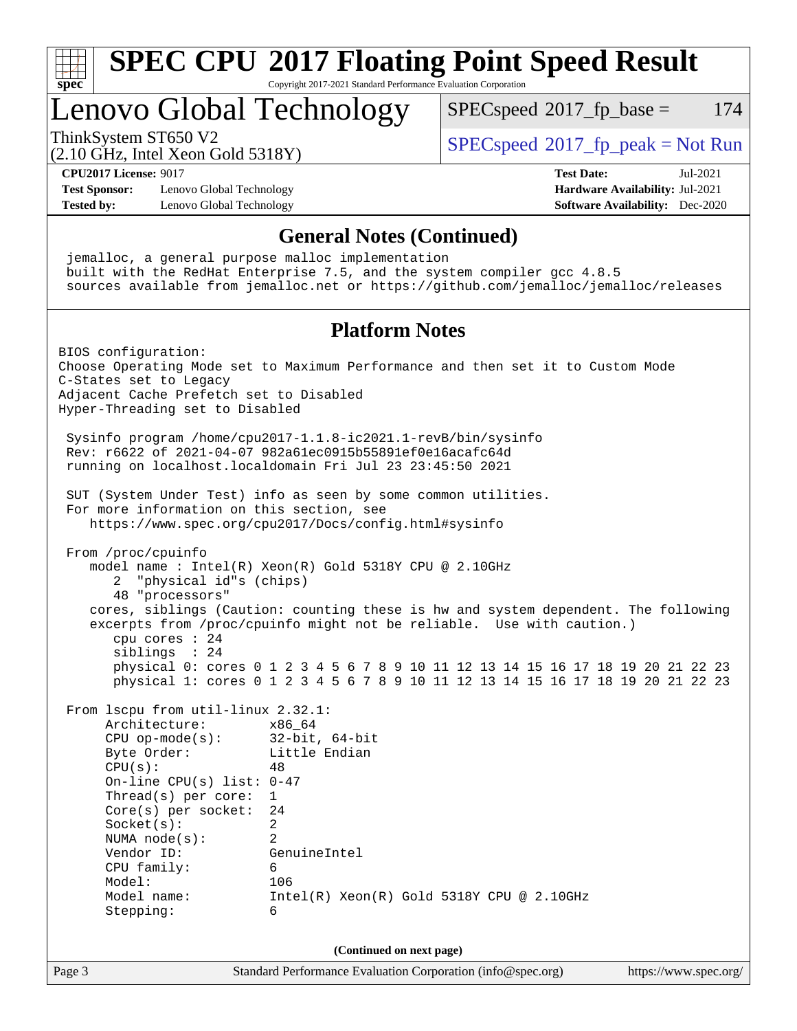# SPEC CPU 2017 Floating Point Speed Result

Copyright 2017-2021 Standard Performance Evaluation Corporation

## Lenovo Global Technology

ThinkSystem ST650 V2
(2.10 GHz, Intel Xeon Gold 5318Y)

SPECspeed 2017_fp_base = 174

SPECspeed 2017_fp_peak = Not Run

**CPU2017 License:** 9017
**Test Sponsor:** Lenovo Global Technology
**Tested by:** Lenovo Global Technology
**Test Date:** Jul-2021
**Hardware Availability:** Jul-2021
**Software Availability:** Dec-2020

## General Notes (Continued)

```
 jemalloc, a general purpose malloc implementation
 built with the RedHat Enterprise 7.5, and the system compiler gcc 4.8.5
 sources available from jemalloc.net or https://github.com/jemalloc/jemalloc/releases
```

## Platform Notes

```
BIOS configuration:
Choose Operating Mode set to Maximum Performance and then set it to Custom Mode
C-States set to Legacy
Adjacent Cache Prefetch set to Disabled
Hyper-Threading set to Disabled

 Sysinfo program /home/cpu2017-1.1.8-ic2021.1-revB/bin/sysinfo
 Rev: r6622 of 2021-04-07 982a61ec0915b55891ef0e16acafc64d
 running on localhost.localdomain Fri Jul 23 23:45:50 2021

 SUT (System Under Test) info as seen by some common utilities.
 For more information on this section, see
    https://www.spec.org/cpu2017/Docs/config.html#sysinfo

 From /proc/cpuinfo
    model name : Intel(R) Xeon(R) Gold 5318Y CPU @ 2.10GHz
       2  "physical id"s (chips)
       48 "processors"
    cores, siblings (Caution: counting these is hw and system dependent. The following
    excerpts from /proc/cpuinfo might not be reliable.  Use with caution.)
       cpu cores : 24
       siblings  : 24
       physical 0: cores 0 1 2 3 4 5 6 7 8 9 10 11 12 13 14 15 16 17 18 19 20 21 22 23
       physical 1: cores 0 1 2 3 4 5 6 7 8 9 10 11 12 13 14 15 16 17 18 19 20 21 22 23

 From lscpu from util-linux 2.32.1:
      Architecture:        x86_64
      CPU op-mode(s):      32-bit, 64-bit
      Byte Order:          Little Endian
      CPU(s):              48
      On-line CPU(s) list: 0-47
      Thread(s) per core:  1
      Core(s) per socket:  24
      Socket(s):           2
      NUMA node(s):        2
      Vendor ID:           GenuineIntel
      CPU family:          6
      Model:               106
      Model name:          Intel(R) Xeon(R) Gold 5318Y CPU @ 2.10GHz
      Stepping:            6
```

(Continued on next page)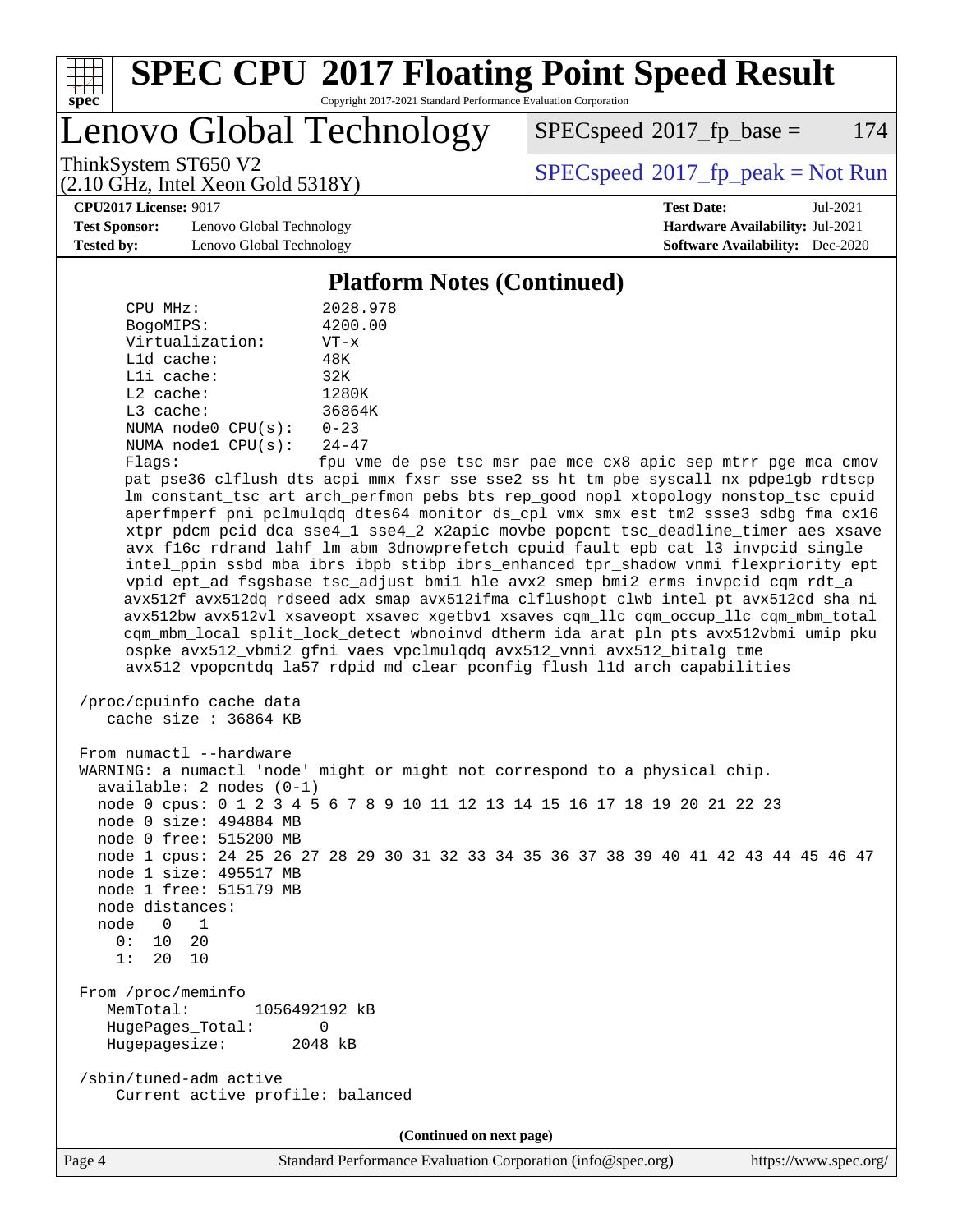# SPEC CPU 2017 Floating Point Speed Result

Copyright 2017-2021 Standard Performance Evaluation Corporation

## Lenovo Global Technology

ThinkSystem ST650 V2
(2.10 GHz, Intel Xeon Gold 5318Y)

SPECspeed 2017_fp_base = 174

SPECspeed 2017_fp_peak = Not Run

**CPU2017 License:** 9017
**Test Sponsor:** Lenovo Global Technology
**Tested by:** Lenovo Global Technology

**Test Date:** Jul-2021
**Hardware Availability:** Jul-2021
**Software Availability:** Dec-2020

### Platform Notes (Continued)

```
    CPU MHz:              2028.978
    BogoMIPS:             4200.00
    Virtualization:       VT-x
    L1d cache:            48K
    L1i cache:            32K
    L2 cache:             1280K
    L3 cache:             36864K
    NUMA node0 CPU(s):    0-23
    NUMA node1 CPU(s):    24-47
    Flags:                fpu vme de pse tsc msr pae mce cx8 apic sep mtrr pge mca cmov
    pat pse36 clflush dts acpi mmx fxsr sse sse2 ss ht tm pbe syscall nx pdpe1gb rdtscp
    lm constant_tsc art arch_perfmon pebs bts rep_good nopl xtopology nonstop_tsc cpuid
    aperfmperf pni pclmulqdq dtes64 monitor ds_cpl vmx smx est tm2 ssse3 sdbg fma cx16
    xtpr pdcm pcid dca sse4_1 sse4_2 x2apic movbe popcnt tsc_deadline_timer aes xsave
    avx f16c rdrand lahf_lm abm 3dnowprefetch cpuid_fault epb cat_l3 invpcid_single
    intel_ppin ssbd mba ibrs ibpb stibp ibrs_enhanced tpr_shadow vnmi flexpriority ept
    vpid ept_ad fsgsbase tsc_adjust bmi1 hle avx2 smep bmi2 erms invpcid cqm rdt_a
    avx512f avx512dq rdseed adx smap avx512ifma clflushopt clwb intel_pt avx512cd sha_ni
    avx512bw avx512vl xsaveopt xsavec xgetbv1 xsaves cqm_llc cqm_occup_llc cqm_mbm_total
    cqm_mbm_local split_lock_detect wbnoinvd dtherm ida arat pln pts avx512vbmi umip pku
    ospke avx512_vbmi2 gfni vaes vpclmulqdq avx512_vnni avx512_bitalg tme
    avx512_vpopcntdq la57 rdpid md_clear pconfig flush_l1d arch_capabilities

 /proc/cpuinfo cache data
    cache size : 36864 KB

 From numactl --hardware
 WARNING: a numactl 'node' might or might not correspond to a physical chip.
   available: 2 nodes (0-1)
   node 0 cpus: 0 1 2 3 4 5 6 7 8 9 10 11 12 13 14 15 16 17 18 19 20 21 22 23
   node 0 size: 494884 MB
   node 0 free: 515200 MB
   node 1 cpus: 24 25 26 27 28 29 30 31 32 33 34 35 36 37 38 39 40 41 42 43 44 45 46 47
   node 1 size: 495517 MB
   node 1 free: 515179 MB
   node distances:
   node   0   1
     0:  10  20
     1:  20  10

 From /proc/meminfo
    MemTotal:       1056492192 kB
    HugePages_Total:       0
    Hugepagesize:       2048 kB

 /sbin/tuned-adm active
     Current active profile: balanced
```

(Continued on next page)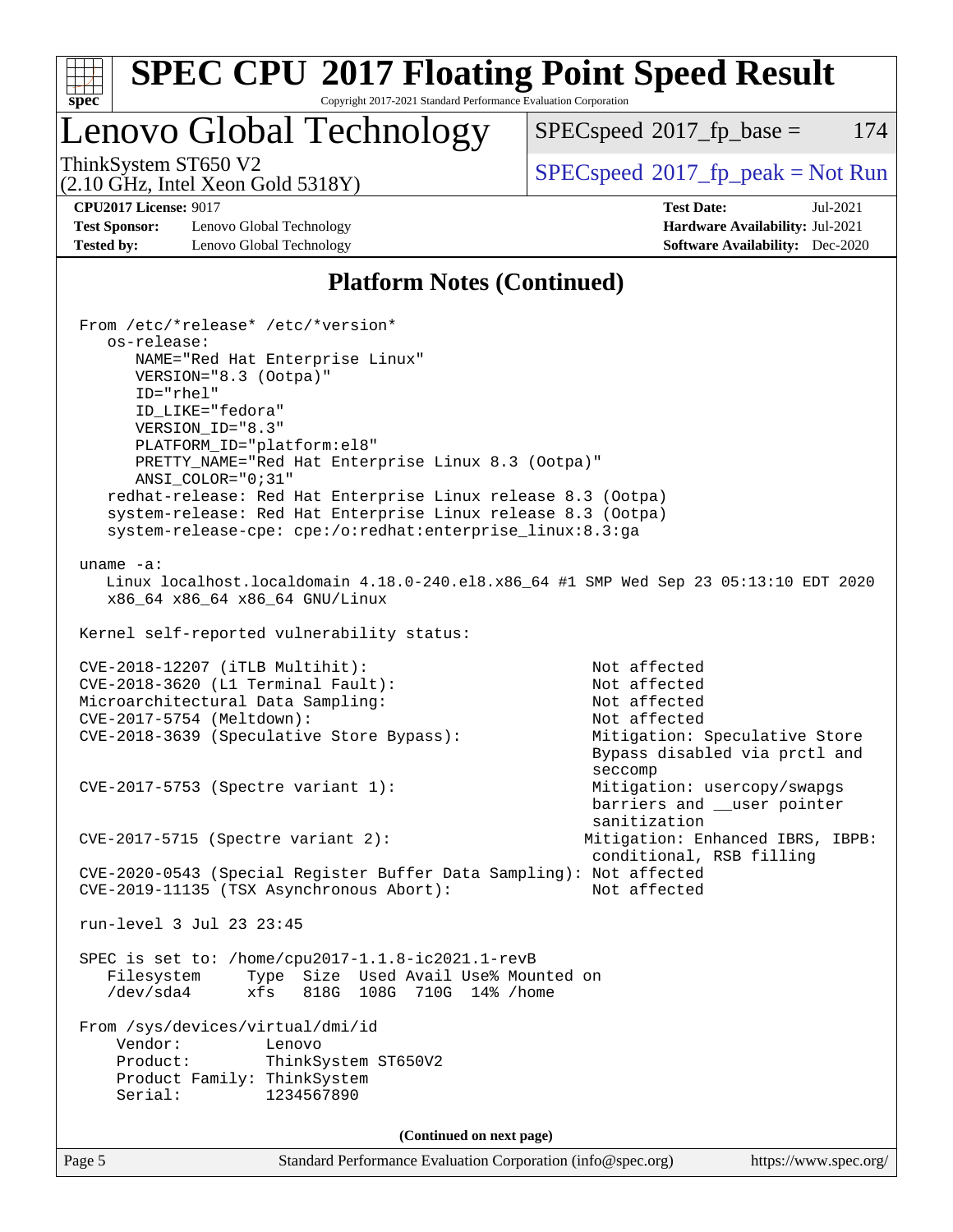# SPEC CPU 2017 Floating Point Speed Result

Copyright 2017-2021 Standard Performance Evaluation Corporation

## Lenovo Global Technology

ThinkSystem ST650 V2
(2.10 GHz, Intel Xeon Gold 5318Y)

SPECspeed 2017_fp_base = 174

SPECspeed 2017_fp_peak = Not Run

**CPU2017 License:** 9017
**Test Sponsor:** Lenovo Global Technology
**Tested by:** Lenovo Global Technology

**Test Date:** Jul-2021
**Hardware Availability:** Jul-2021
**Software Availability:** Dec-2020

## Platform Notes (Continued)

```
From /etc/*release* /etc/*version*
   os-release:
      NAME="Red Hat Enterprise Linux"
      VERSION="8.3 (Ootpa)"
      ID="rhel"
      ID_LIKE="fedora"
      VERSION_ID="8.3"
      PLATFORM_ID="platform:el8"
      PRETTY_NAME="Red Hat Enterprise Linux 8.3 (Ootpa)"
      ANSI_COLOR="0;31"
   redhat-release: Red Hat Enterprise Linux release 8.3 (Ootpa)
   system-release: Red Hat Enterprise Linux release 8.3 (Ootpa)
   system-release-cpe: cpe:/o:redhat:enterprise_linux:8.3:ga

uname -a:
   Linux localhost.localdomain 4.18.0-240.el8.x86_64 #1 SMP Wed Sep 23 05:13:10 EDT 2020
   x86_64 x86_64 x86_64 GNU/Linux

Kernel self-reported vulnerability status:

CVE-2018-12207 (iTLB Multihit):                              Not affected
CVE-2018-3620 (L1 Terminal Fault):                           Not affected
Microarchitectural Data Sampling:                            Not affected
CVE-2017-5754 (Meltdown):                                    Not affected
CVE-2018-3639 (Speculative Store Bypass):                    Mitigation: Speculative Store
                                                             Bypass disabled via prctl and
                                                             seccomp
CVE-2017-5753 (Spectre variant 1):                           Mitigation: usercopy/swapgs
                                                             barriers and __user pointer
                                                             sanitization
CVE-2017-5715 (Spectre variant 2):                          Mitigation: Enhanced IBRS, IBPB:
                                                             conditional, RSB filling
CVE-2020-0543 (Special Register Buffer Data Sampling): Not affected
CVE-2019-11135 (TSX Asynchronous Abort):                     Not affected

run-level 3 Jul 23 23:45

SPEC is set to: /home/cpu2017-1.1.8-ic2021.1-revB
   Filesystem     Type  Size  Used Avail Use% Mounted on
   /dev/sda4      xfs   818G  108G  710G  14% /home

From /sys/devices/virtual/dmi/id
    Vendor:         Lenovo
    Product:        ThinkSystem ST650V2
    Product Family: ThinkSystem
    Serial:         1234567890
```

(Continued on next page)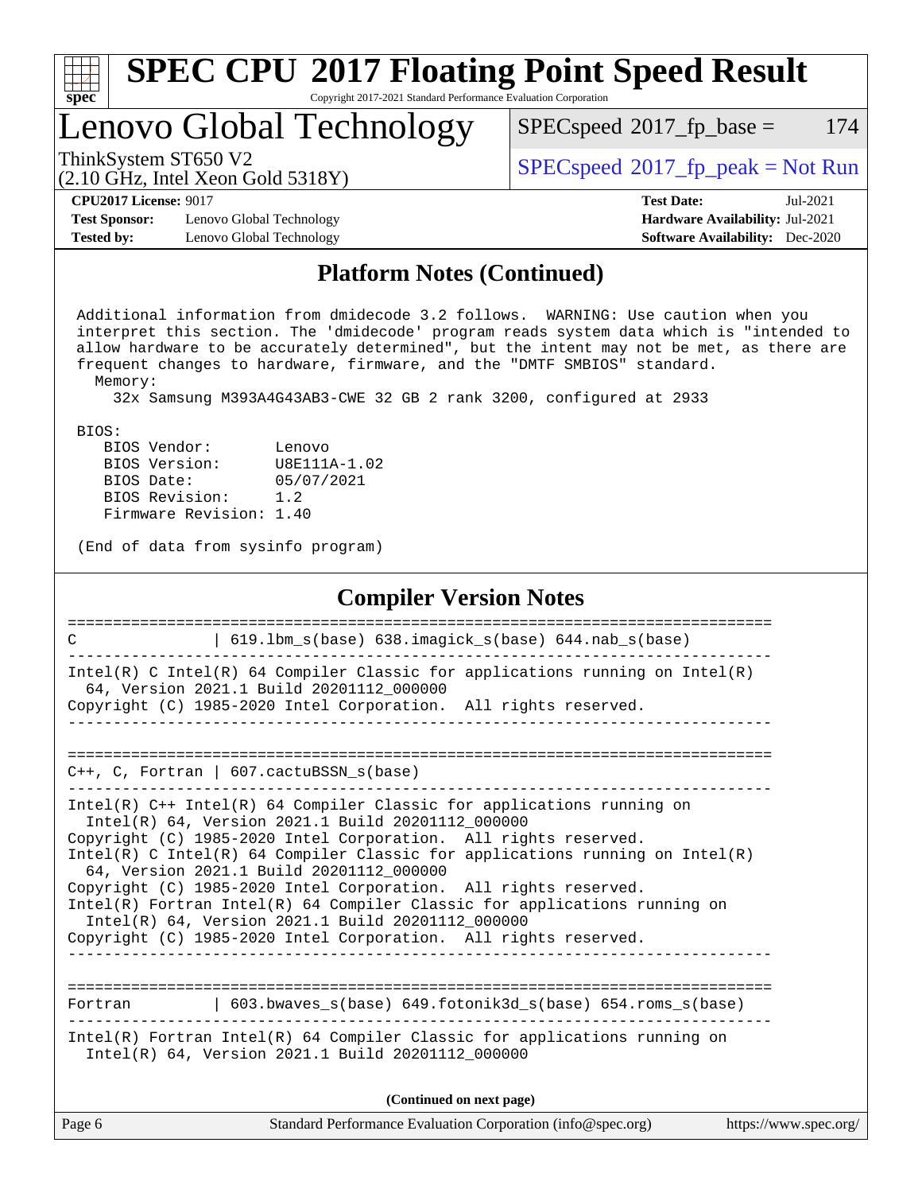## Platform Notes (Continued)

```
 Additional information from dmidecode 3.2 follows.  WARNING: Use caution when you
 interpret this section. The 'dmidecode' program reads system data which is "intended to
 allow hardware to be accurately determined", but the intent may not be met, as there are
 frequent changes to hardware, firmware, and the "DMTF SMBIOS" standard.
   Memory:
     32x Samsung M393A4G43AB3-CWE 32 GB 2 rank 3200, configured at 2933

 BIOS:
    BIOS Vendor:       Lenovo
    BIOS Version:      U8E111A-1.02
    BIOS Date:         05/07/2021
    BIOS Revision:     1.2
    Firmware Revision: 1.40

 (End of data from sysinfo program)
```

## Compiler Version Notes

```
==============================================================================
C               | 619.lbm_s(base) 638.imagick_s(base) 644.nab_s(base)
------------------------------------------------------------------------------
Intel(R) C Intel(R) 64 Compiler Classic for applications running on Intel(R)
  64, Version 2021.1 Build 20201112_000000
Copyright (C) 1985-2020 Intel Corporation.  All rights reserved.
------------------------------------------------------------------------------

==============================================================================
C++, C, Fortran | 607.cactuBSSN_s(base)
------------------------------------------------------------------------------
Intel(R) C++ Intel(R) 64 Compiler Classic for applications running on
  Intel(R) 64, Version 2021.1 Build 20201112_000000
Copyright (C) 1985-2020 Intel Corporation.  All rights reserved.
Intel(R) C Intel(R) 64 Compiler Classic for applications running on Intel(R)
  64, Version 2021.1 Build 20201112_000000
Copyright (C) 1985-2020 Intel Corporation.  All rights reserved.
Intel(R) Fortran Intel(R) 64 Compiler Classic for applications running on
  Intel(R) 64, Version 2021.1 Build 20201112_000000
Copyright (C) 1985-2020 Intel Corporation.  All rights reserved.
------------------------------------------------------------------------------

==============================================================================
Fortran         | 603.bwaves_s(base) 649.fotonik3d_s(base) 654.roms_s(base)
------------------------------------------------------------------------------
Intel(R) Fortran Intel(R) 64 Compiler Classic for applications running on
  Intel(R) 64, Version 2021.1 Build 20201112_000000
```

(Continued on next page)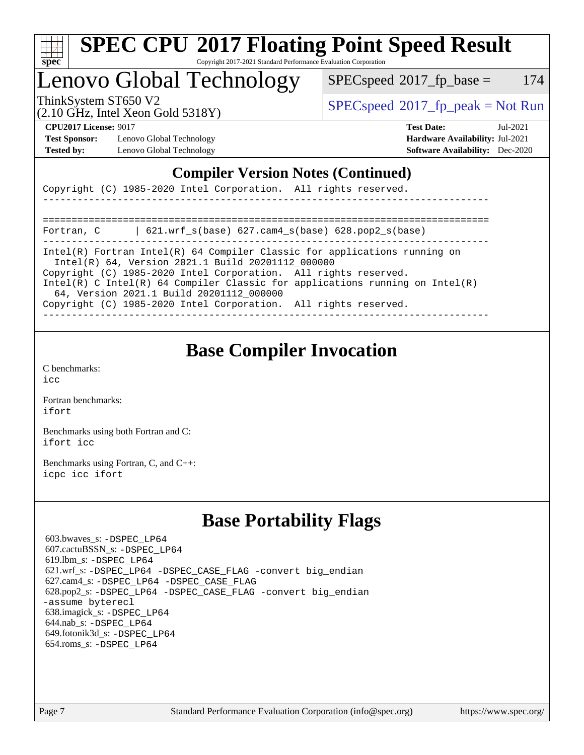# SPEC CPU 2017 Floating Point Speed Result

Copyright 2017-2021 Standard Performance Evaluation Corporation

## Lenovo Global Technology

ThinkSystem ST650 V2
(2.10 GHz, Intel Xeon Gold 5318Y)

SPECspeed 2017_fp_base = 174

SPECspeed 2017_fp_peak = Not Run

**CPU2017 License:** 9017
**Test Sponsor:** Lenovo Global Technology
**Tested by:** Lenovo Global Technology

**Test Date:** Jul-2021
**Hardware Availability:** Jul-2021
**Software Availability:** Dec-2020

## Compiler Version Notes (Continued)

```
Copyright (C) 1985-2020 Intel Corporation.  All rights reserved.
------------------------------------------------------------------------------

==============================================================================
Fortran, C      | 621.wrf_s(base) 627.cam4_s(base) 628.pop2_s(base)
------------------------------------------------------------------------------
Intel(R) Fortran Intel(R) 64 Compiler Classic for applications running on
  Intel(R) 64, Version 2021.1 Build 20201112_000000
Copyright (C) 1985-2020 Intel Corporation.  All rights reserved.
Intel(R) C Intel(R) 64 Compiler Classic for applications running on Intel(R)
  64, Version 2021.1 Build 20201112_000000
Copyright (C) 1985-2020 Intel Corporation.  All rights reserved.
------------------------------------------------------------------------------
```

## Base Compiler Invocation

C benchmarks:
icc

Fortran benchmarks:
ifort

Benchmarks using both Fortran and C:
ifort icc

Benchmarks using Fortran, C, and C++:
icpc icc ifort

## Base Portability Flags

603.bwaves_s: -DSPEC_LP64
607.cactuBSSN_s: -DSPEC_LP64
619.lbm_s: -DSPEC_LP64
621.wrf_s: -DSPEC_LP64 -DSPEC_CASE_FLAG -convert big_endian
627.cam4_s: -DSPEC_LP64 -DSPEC_CASE_FLAG
628.pop2_s: -DSPEC_LP64 -DSPEC_CASE_FLAG -convert big_endian -assume byterecl
638.imagick_s: -DSPEC_LP64
644.nab_s: -DSPEC_LP64
649.fotonik3d_s: -DSPEC_LP64
654.roms_s: -DSPEC_LP64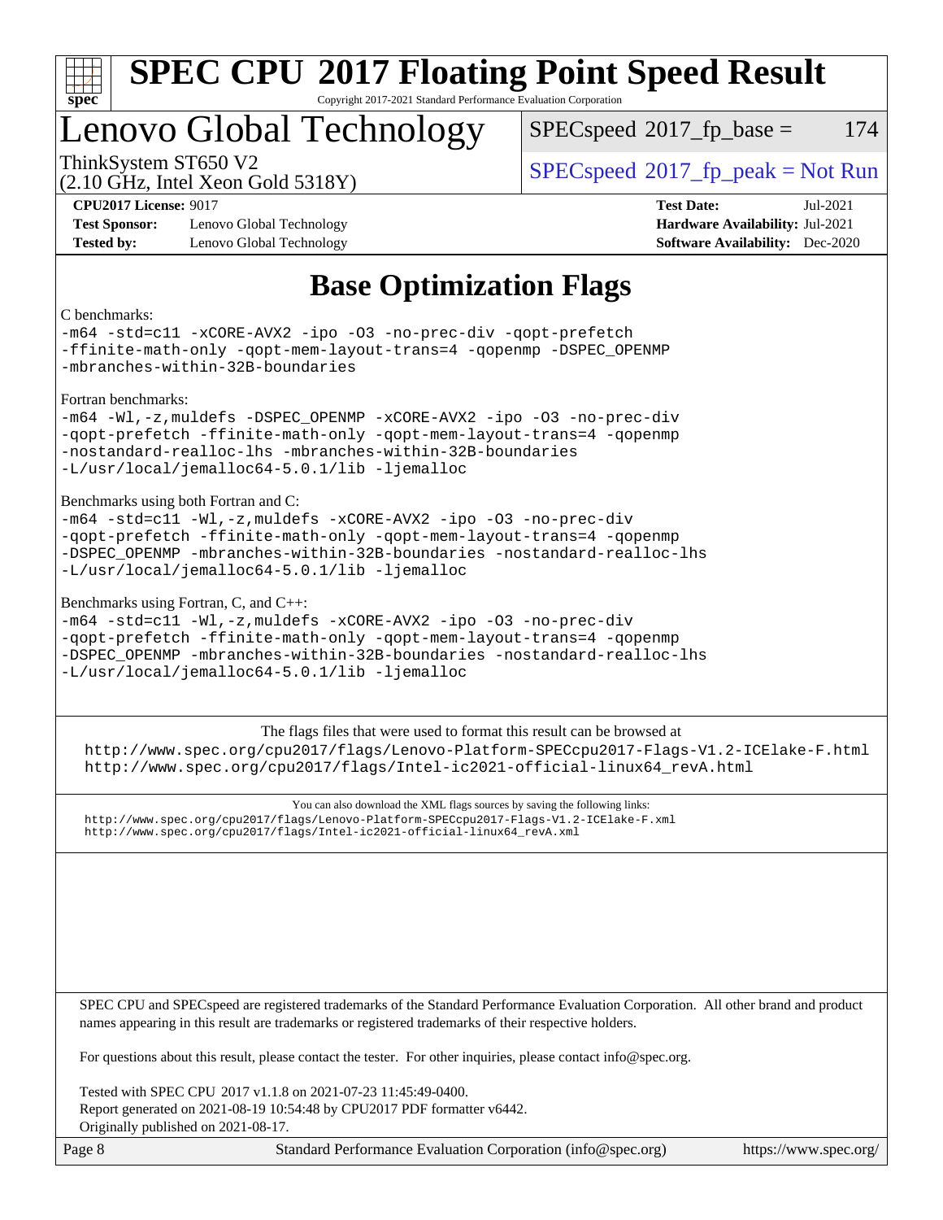# SPEC CPU 2017 Floating Point Speed Result

Copyright 2017-2021 Standard Performance Evaluation Corporation

# Lenovo Global Technology

ThinkSystem ST650 V2
(2.10 GHz, Intel Xeon Gold 5318Y)

SPECspeed 2017_fp_base = 174

SPECspeed 2017_fp_peak = Not Run

**CPU2017 License:** 9017
**Test Sponsor:** Lenovo Global Technology
**Tested by:** Lenovo Global Technology

**Test Date:** Jul-2021
**Hardware Availability:** Jul-2021
**Software Availability:** Dec-2020

## Base Optimization Flags

C benchmarks:

```
-m64 -std=c11 -xCORE-AVX2 -ipo -O3 -no-prec-div -qopt-prefetch
-ffinite-math-only -qopt-mem-layout-trans=4 -qopenmp -DSPEC_OPENMP
-mbranches-within-32B-boundaries
```

Fortran benchmarks:

```
-m64 -Wl,-z,muldefs -DSPEC_OPENMP -xCORE-AVX2 -ipo -O3 -no-prec-div
-qopt-prefetch -ffinite-math-only -qopt-mem-layout-trans=4 -qopenmp
-nostandard-realloc-lhs -mbranches-within-32B-boundaries
-L/usr/local/jemalloc64-5.0.1/lib -ljemalloc
```

Benchmarks using both Fortran and C:

```
-m64 -std=c11 -Wl,-z,muldefs -xCORE-AVX2 -ipo -O3 -no-prec-div
-qopt-prefetch -ffinite-math-only -qopt-mem-layout-trans=4 -qopenmp
-DSPEC_OPENMP -mbranches-within-32B-boundaries -nostandard-realloc-lhs
-L/usr/local/jemalloc64-5.0.1/lib -ljemalloc
```

Benchmarks using Fortran, C, and C++:

```
-m64 -std=c11 -Wl,-z,muldefs -xCORE-AVX2 -ipo -O3 -no-prec-div
-qopt-prefetch -ffinite-math-only -qopt-mem-layout-trans=4 -qopenmp
-DSPEC_OPENMP -mbranches-within-32B-boundaries -nostandard-realloc-lhs
-L/usr/local/jemalloc64-5.0.1/lib -ljemalloc
```

The flags files that were used to format this result can be browsed at
http://www.spec.org/cpu2017/flags/Lenovo-Platform-SPECcpu2017-Flags-V1.2-ICElake-F.html
http://www.spec.org/cpu2017/flags/Intel-ic2021-official-linux64_revA.html

You can also download the XML flags sources by saving the following links:
http://www.spec.org/cpu2017/flags/Lenovo-Platform-SPECcpu2017-Flags-V1.2-ICElake-F.xml
http://www.spec.org/cpu2017/flags/Intel-ic2021-official-linux64_revA.xml

SPEC CPU and SPECspeed are registered trademarks of the Standard Performance Evaluation Corporation. All other brand and product names appearing in this result are trademarks or registered trademarks of their respective holders.

For questions about this result, please contact the tester. For other inquiries, please contact info@spec.org.

Tested with SPEC CPU 2017 v1.1.8 on 2021-07-23 11:45:49-0400.
Report generated on 2021-08-19 10:54:48 by CPU2017 PDF formatter v6442.
Originally published on 2021-08-17.